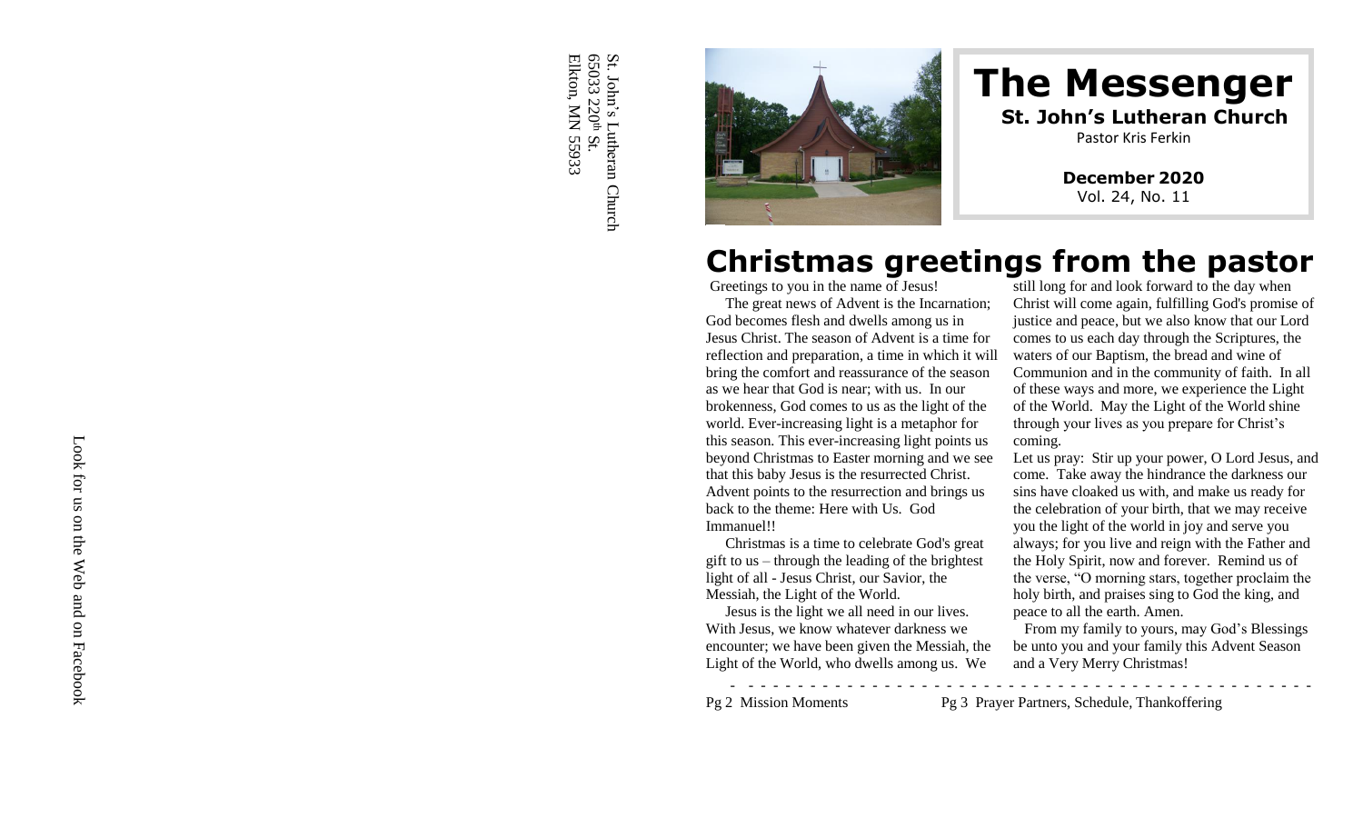St. John's Lutheran Church
65033 220th St.
Elkton, MN 55933

Look for us on the Web and on Facebook

# The Messenger

**St. John's Lutheran Church**

Pastor Kris Ferkin

**December 2020**

Vol. 24, No. 11

# Christmas greetings from the pastor

Greetings to you in the name of Jesus!

The great news of Advent is the Incarnation; God becomes flesh and dwells among us in Jesus Christ. The season of Advent is a time for reflection and preparation, a time in which it will bring the comfort and reassurance of the season as we hear that God is near; with us. In our brokenness, God comes to us as the light of the world. Ever-increasing light is a metaphor for this season. This ever-increasing light points us beyond Christmas to Easter morning and we see that this baby Jesus is the resurrected Christ. Advent points to the resurrection and brings us back to the theme: Here with Us. God Immanuel!!

Christmas is a time to celebrate God's great gift to us – through the leading of the brightest light of all - Jesus Christ, our Savior, the Messiah, the Light of the World.

Jesus is the light we all need in our lives. With Jesus, we know whatever darkness we encounter; we have been given the Messiah, the Light of the World, who dwells among us. We still long for and look forward to the day when Christ will come again, fulfilling God's promise of justice and peace, but we also know that our Lord comes to us each day through the Scriptures, the waters of our Baptism, the bread and wine of Communion and in the community of faith. In all of these ways and more, we experience the Light of the World. May the Light of the World shine through your lives as you prepare for Christ's coming.

Let us pray: Stir up your power, O Lord Jesus, and come. Take away the hindrance the darkness our sins have cloaked us with, and make us ready for the celebration of your birth, that we may receive you the light of the world in joy and serve you always; for you live and reign with the Father and the Holy Spirit, now and forever. Remind us of the verse, "O morning stars, together proclaim the holy birth, and praises sing to God the king, and peace to all the earth. Amen.

From my family to yours, may God's Blessings be unto you and your family this Advent Season and a Very Merry Christmas!

Pg 2 Mission Moments

Pg 3 Prayer Partners, Schedule, Thankoffering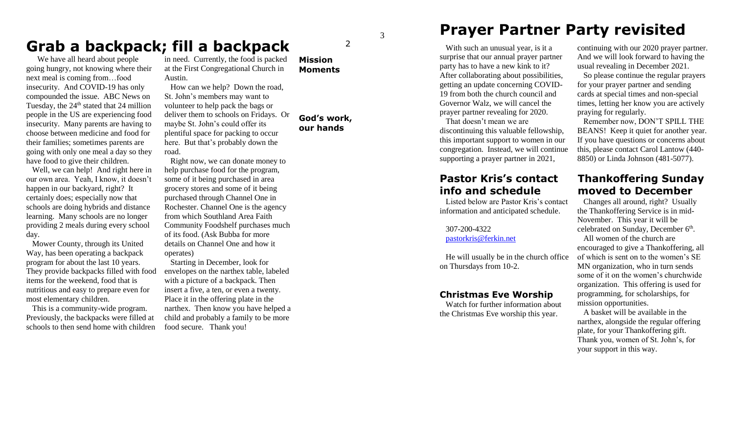# Grab a backpack; fill a backpack

We have all heard about people going hungry, not knowing where their next meal is coming from…food insecurity. And COVID-19 has only compounded the issue. ABC News on Tuesday, the 24th stated that 24 million people in the US are experiencing food insecurity. Many parents are having to choose between medicine and food for their families; sometimes parents are going with only one meal a day so they have food to give their children.

Well, we can help! And right here in our own area. Yeah, I know, it doesn't happen in our backyard, right? It certainly does; especially now that schools are doing hybrids and distance learning. Many schools are no longer providing 2 meals during every school day.

Mower County, through its United Way, has been operating a backpack program for about the last 10 years. They provide backpacks filled with food items for the weekend, food that is nutritious and easy to prepare even for most elementary children.

This is a community-wide program. Previously, the backpacks were filled at schools to then send home with children in need. Currently, the food is packed at the First Congregational Church in Austin.

How can we help? Down the road, St. John's members may want to volunteer to help pack the bags or deliver them to schools on Fridays. Or maybe St. John's could offer its plentiful space for packing to occur here. But that's probably down the road.

Right now, we can donate money to help purchase food for the program, some of it being purchased in area grocery stores and some of it being purchased through Channel One in Rochester. Channel One is the agency from which Southland Area Faith Community Foodshelf purchases much of its food. (Ask Bubba for more details on Channel One and how it operates)

Starting in December, look for envelopes on the narthex table, labeled with a picture of a backpack. Then insert a five, a ten, or even a twenty. Place it in the offering plate in the narthex. Then know you have helped a child and probably a family to be more food secure. Thank you!

**Mission Moments**

**God's work, our hands**

# Prayer Partner Party revisited

With such an unusual year, is it a surprise that our annual prayer partner party has to have a new kink to it? After collaborating about possibilities, getting an update concerning COVID-19 from both the church council and Governor Walz, we will cancel the prayer partner revealing for 2020.

That doesn't mean we are discontinuing this valuable fellowship, this important support to women in our congregation. Instead, we will continue supporting a prayer partner in 2021, continuing with our 2020 prayer partner. And we will look forward to having the usual revealing in December 2021.

So please continue the regular prayers for your prayer partner and sending cards at special times and non-special times, letting her know you are actively praying for regularly.

Remember now, DON'T SPILL THE BEANS! Keep it quiet for another year. If you have questions or concerns about this, please contact Carol Lantow (440-8850) or Linda Johnson (481-5077).

## Pastor Kris's contact info and schedule

Listed below are Pastor Kris's contact information and anticipated schedule.

307-200-4322
pastorkris@ferkin.net

He will usually be in the church office on Thursdays from 10-2.

### Christmas Eve Worship

Watch for further information about the Christmas Eve worship this year.

## Thankoffering Sunday moved to December

Changes all around, right? Usually the Thankoffering Service is in mid-November. This year it will be celebrated on Sunday, December 6th.

All women of the church are encouraged to give a Thankoffering, all of which is sent on to the women's SE MN organization, who in turn sends some of it on the women's churchwide organization. This offering is used for programming, for scholarships, for mission opportunities.

A basket will be available in the narthex, alongside the regular offering plate, for your Thankoffering gift. Thank you, women of St. John's, for your support in this way.